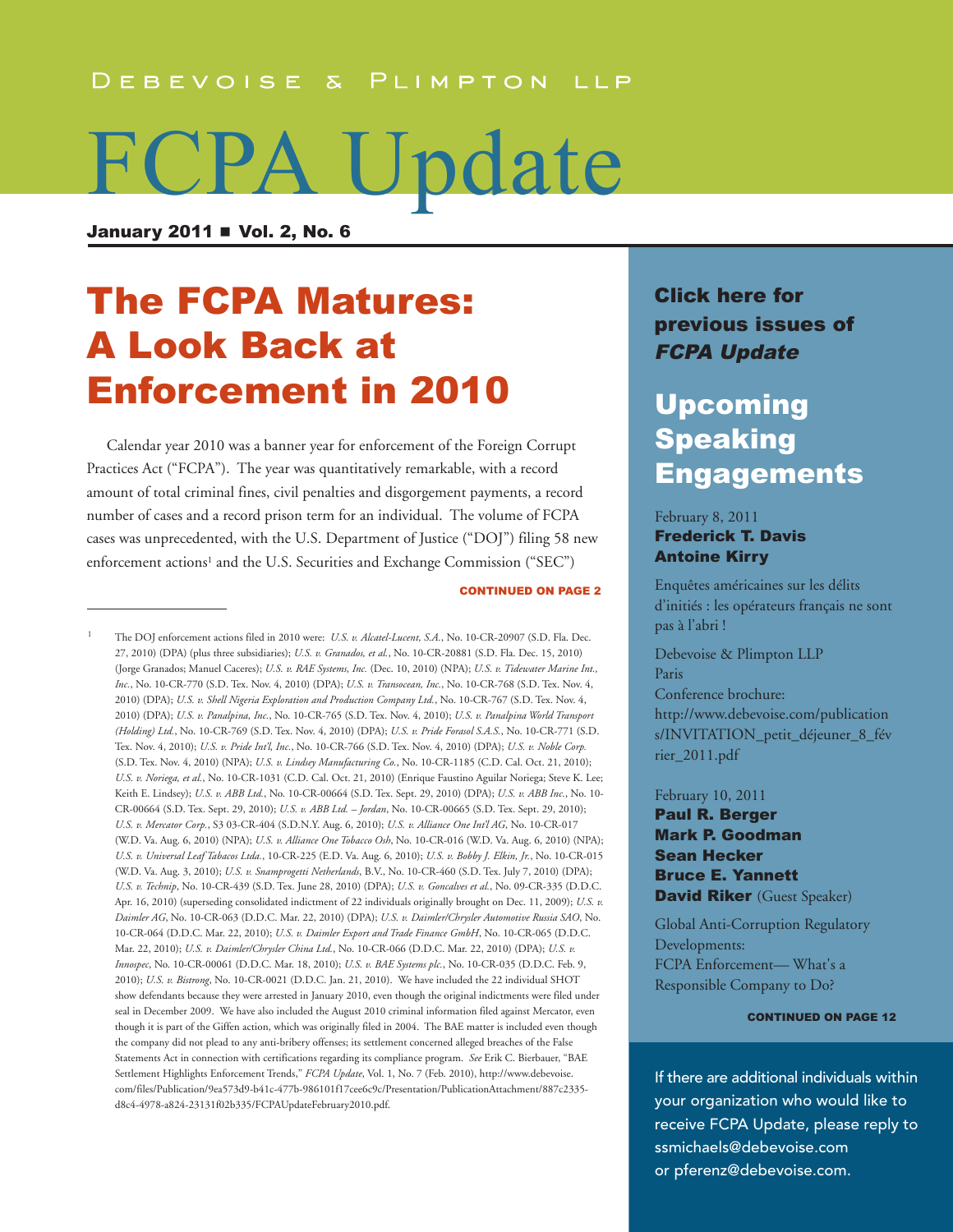Debevoise & Plimpton LLP

# FCPA Update

**January 2011 ■ Vol. 2, No. 6**

## The FCPA Matures: A Look Back at Enforcement in 2010

Calendar year 2010 was a banner year for enforcement of the Foreign Corrupt Practices Act ("FCPA"). The year was quantitatively remarkable, with a record amount of total criminal fines, civil penalties and disgorgement payments, a record number of cases and a record prison term for an individual. The volume of FCPA cases was unprecedented, with the U.S. Department of Justice ("DOJ") filing 58 new enforcement actions[1] and the U.S. Securities and Exchange Commission ("SEC")

**CONTINUED ON PAGE 2**

---

[1] The DOJ enforcement actions filed in 2010 were: *U.S. v. Alcatel-Lucent, S.A.*, No. 10-CR-20907 (S.D. Fla. Dec. 27, 2010) (DPA) (plus three subsidiaries); *U.S. v. Granados, et al.*, No. 10-CR-20881 (S.D. Fla. Dec. 15, 2010) (Jorge Granados; Manuel Caceres); *U.S. v. RAE Systems, Inc.* (Dec. 10, 2010) (NPA); *U.S. v. Tidewater Marine Int., Inc.*, No. 10-CR-770 (S.D. Tex. Nov. 4, 2010) (DPA); *U.S. v. Transocean, Inc.*, No. 10-CR-768 (S.D. Tex. Nov. 4, 2010) (DPA); *U.S. v. Shell Nigeria Exploration and Production Company Ltd.*, No. 10-CR-767 (S.D. Tex. Nov. 4, 2010) (DPA); *U.S. v. Panalpina, Inc.*, No. 10-CR-765 (S.D. Tex. Nov. 4, 2010); *U.S. v. Panalpina World Transport (Holding) Ltd.*, No. 10-CR-769 (S.D. Tex. Nov. 4, 2010) (DPA); *U.S. v. Pride Forasol S.A.S.*, No. 10-CR-771 (S.D. Tex. Nov. 4, 2010); *U.S. v. Pride Int'l, Inc.*, No. 10-CR-766 (S.D. Tex. Nov. 4, 2010) (DPA); *U.S. v. Noble Corp.* (S.D. Tex. Nov. 4, 2010) (NPA); *U.S. v. Lindsey Manufacturing Co.*, No. 10-CR-1185 (C.D. Cal. Oct. 21, 2010); *U.S. v. Noriega, et al.*, No. 10-CR-1031 (C.D. Cal. Oct. 21, 2010) (Enrique Faustino Aguilar Noriega; Steve K. Lee; Keith E. Lindsey); *U.S. v. ABB Ltd.*, No. 10-CR-00664 (S.D. Tex. Sept. 29, 2010) (DPA); *U.S. v. ABB Inc.*, No. 10-CR-00664 (S.D. Tex. Sept. 29, 2010); *U.S. v. ABB Ltd. – Jordan*, No. 10-CR-00665 (S.D. Tex. Sept. 29, 2010); *U.S. v. Mercator Corp.*, S3 03-CR-404 (S.D.N.Y. Aug. 6, 2010); *U.S. v. Alliance One Int'l AG*, No. 10-CR-017 (W.D. Va. Aug. 6, 2010) (NPA); *U.S. v. Alliance One Tobacco Osh*, No. 10-CR-016 (W.D. Va. Aug. 6, 2010) (NPA); *U.S. v. Universal Leaf Tabacos Ltda.*, 10-CR-225 (E.D. Va. Aug. 6, 2010); *U.S. v. Bobby J. Elkin, Jr.*, No. 10-CR-015 (W.D. Va. Aug. 3, 2010); *U.S. v. Snamprogetti Netherlands*, B.V., No. 10-CR-460 (S.D. Tex. July 7, 2010) (DPA); *U.S. v. Technip*, No. 10-CR-439 (S.D. Tex. June 28, 2010) (DPA); *U.S. v. Goncalves et al.*, No. 09-CR-335 (D.D.C. Apr. 16, 2010) (superseding consolidated indictment of 22 individuals originally brought on Dec. 11, 2009); *U.S. v. Daimler AG*, No. 10-CR-063 (D.D.C. Mar. 22, 2010) (DPA); *U.S. v. Daimler/Chrysler Automotive Russia SAO*, No. 10-CR-064 (D.D.C. Mar. 22, 2010); *U.S. v. Daimler Export and Trade Finance GmbH*, No. 10-CR-065 (D.D.C. Mar. 22, 2010); *U.S. v. Daimler/Chrysler China Ltd.*, No. 10-CR-066 (D.D.C. Mar. 22, 2010) (DPA); *U.S. v. Innospec*, No. 10-CR-00061 (D.D.C. Mar. 18, 2010); *U.S. v. BAE Systems plc.*, No. 10-CR-035 (D.D.C. Feb. 9, 2010); *U.S. v. Bistrong*, No. 10-CR-0021 (D.D.C. Jan. 21, 2010). We have included the 22 individual SHOT show defendants because they were arrested in January 2010, even though the original indictments were filed under seal in December 2009. We have also included the August 2010 criminal information filed against Mercator, even though it is part of the Giffen action, which was originally filed in 2004. The BAE matter is included even though the company did not plead to any anti-bribery offenses; its settlement concerned alleged breaches of the False Statements Act in connection with certifications regarding its compliance program. *See* Erik C. Bierbauer, "BAE Settlement Highlights Enforcement Trends," *FCPA Update*, Vol. 1, No. 7 (Feb. 2010), http://www.debevoise.com/files/Publication/9ea573d9-b41c-477b-986101f17cee6c9c/Presentation/PublicationAttachment/887c2335-d8c4-4978-a824-23131f02b335/FCPAUpdateFebruary2010.pdf.

---

**Click here for previous issues of *FCPA Update***

## Upcoming Speaking Engagements

February 8, 2011
**Frederick T. Davis**
**Antoine Kirry**

Enquêtes américaines sur les délits d'initiés : les opérateurs français ne sont pas à l'abri !

Debevoise & Plimpton LLP
Paris
Conference brochure:
http://www.debevoise.com/publications/INVITATION_petit_déjeuner_8_février_2011.pdf

February 10, 2011
**Paul R. Berger**
**Mark P. Goodman**
**Sean Hecker**
**Bruce E. Yannett**
**David Riker** (Guest Speaker)

Global Anti-Corruption Regulatory Developments:
FCPA Enforcement— What's a Responsible Company to Do?

**CONTINUED ON PAGE 12**

If there are additional individuals within your organization who would like to receive FCPA Update, please reply to ssmichaels@debevoise.com or pferenz@debevoise.com.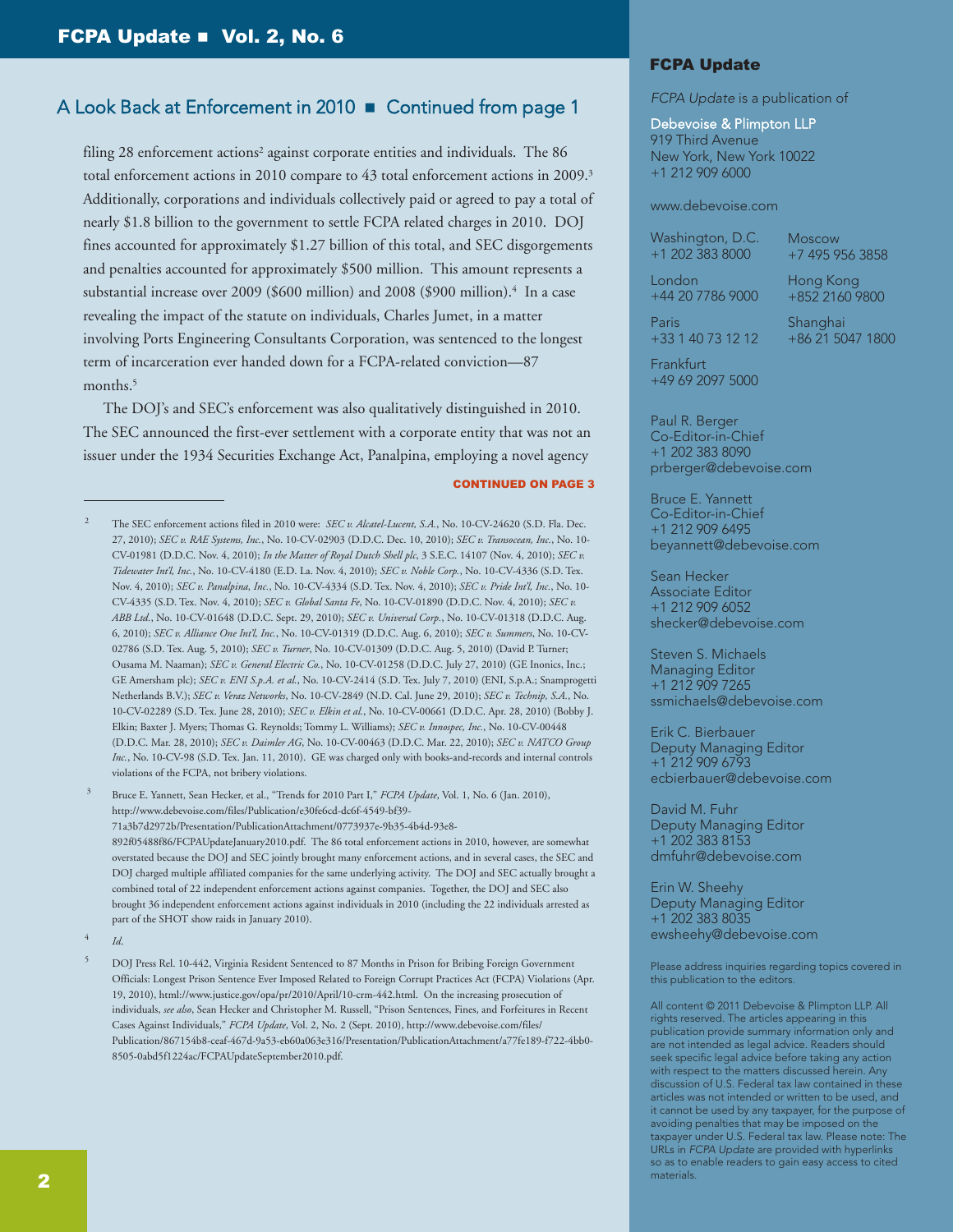## A Look Back at Enforcement in 2010 ■ Continued from page 1

filing 28 enforcement actions[2] against corporate entities and individuals. The 86 total enforcement actions in 2010 compare to 43 total enforcement actions in 2009.[3] Additionally, corporations and individuals collectively paid or agreed to pay a total of nearly $1.8 billion to the government to settle FCPA related charges in 2010. DOJ fines accounted for approximately $1.27 billion of this total, and SEC disgorgements and penalties accounted for approximately $500 million. This amount represents a substantial increase over 2009 ($600 million) and 2008 ($900 million).[4] In a case revealing the impact of the statute on individuals, Charles Jumet, in a matter involving Ports Engineering Consultants Corporation, was sentenced to the longest term of incarceration ever handed down for a FCPA-related conviction—87 months.[5]

The DOJ's and SEC's enforcement was also qualitatively distinguished in 2010. The SEC announced the first-ever settlement with a corporate entity that was not an issuer under the 1934 Securities Exchange Act, Panalpina, employing a novel agency

**CONTINUED ON PAGE 3**

---

[2] The SEC enforcement actions filed in 2010 were: *SEC v. Alcatel-Lucent, S.A.*, No. 10-CV-24620 (S.D. Fla. Dec. 27, 2010); *SEC v. RAE Systems, Inc.*, No. 10-CV-02903 (D.D.C. Dec. 10, 2010); *SEC v. Transocean, Inc.*, No. 10-CV-01981 (D.D.C. Nov. 4, 2010); *In the Matter of Royal Dutch Shell plc*, 3 S.E.C. 14107 (Nov. 4, 2010); *SEC v. Tidewater Int'l, Inc.*, No. 10-CV-4180 (E.D. La. Nov. 4, 2010); *SEC v. Noble Corp.*, No. 10-CV-4336 (S.D. Tex. Nov. 4, 2010); *SEC v. Panalpina, Inc.*, No. 10-CV-4334 (S.D. Tex. Nov. 4, 2010); *SEC v. Pride Int'l, Inc.*, No. 10-CV-4335 (S.D. Tex. Nov. 4, 2010); *SEC v. Global Santa Fe*, No. 10-CV-01890 (D.D.C. Nov. 4, 2010); *SEC v. ABB Ltd.*, No. 10-CV-01648 (D.D.C. Sept. 29, 2010); *SEC v. Universal Corp.*, No. 10-CV-01318 (D.D.C. Aug. 6, 2010); *SEC v. Alliance One Int'l, Inc.*, No. 10-CV-01319 (D.D.C. Aug. 6, 2010); *SEC v. Summers*, No. 10-CV-02786 (S.D. Tex. Aug. 5, 2010); *SEC v. Turner*, No. 10-CV-01309 (D.D.C. Aug. 5, 2010) (David P. Turner; Ousama M. Naaman); *SEC v. General Electric Co.*, No. 10-CV-01258 (D.D.C. July 27, 2010) (GE Inonics, Inc.; GE Amersham plc); *SEC v. ENI S.p.A. et al.*, No. 10-CV-2414 (S.D. Tex. July 7, 2010) (ENI, S.p.A.; Snamprogetti Netherlands B.V.); *SEC v. Veraz Networks*, No. 10-CV-2849 (N.D. Cal. June 29, 2010); *SEC v. Technip, S.A.*, No. 10-CV-02289 (S.D. Tex. June 28, 2010); *SEC v. Elkin et al.*, No. 10-CV-00661 (D.D.C. Apr. 28, 2010) (Bobby J. Elkin; Baxter J. Myers; Thomas G. Reynolds; Tommy L. Williams); *SEC v. Innospec, Inc.*, No. 10-CV-00448 (D.D.C. Mar. 28, 2010); *SEC v. Daimler AG*, No. 10-CV-00463 (D.D.C. Mar. 22, 2010); *SEC v. NATCO Group Inc.*, No. 10-CV-98 (S.D. Tex. Jan. 11, 2010). GE was charged only with books-and-records and internal controls violations of the FCPA, not bribery violations.

[3] Bruce E. Yannett, Sean Hecker, et al., "Trends for 2010 Part I," *FCPA Update*, Vol. 1, No. 6 (Jan. 2010), http://www.debevoise.com/files/Publication/e30fe6cd-dc6f-4549-bf39-71a3b7d2972b/Presentation/PublicationAttachment/0773937e-9b35-4b4d-93e8-892f05488f86/FCPAUpdateJanuary2010.pdf. The 86 total enforcement actions in 2010, however, are somewhat overstated because the DOJ and SEC jointly brought many enforcement actions, and in several cases, the SEC and DOJ charged multiple affiliated companies for the same underlying activity. The DOJ and SEC actually brought a combined total of 22 independent enforcement actions against companies. Together, the DOJ and SEC also brought 36 independent enforcement actions against individuals in 2010 (including the 22 individuals arrested as part of the SHOT show raids in January 2010).

[4] *Id.*

[5] DOJ Press Rel. 10-442, Virginia Resident Sentenced to 87 Months in Prison for Bribing Foreign Government Officials: Longest Prison Sentence Ever Imposed Related to Foreign Corrupt Practices Act (FCPA) Violations (Apr. 19, 2010), html://www.justice.gov/opa/pr/2010/April/10-crm-442.html. On the increasing prosecution of individuals, *see also*, Sean Hecker and Christopher M. Russell, "Prison Sentences, Fines, and Forfeitures in Recent Cases Against Individuals," *FCPA Update*, Vol. 2, No. 2 (Sept. 2010), http://www.debevoise.com/files/Publication/867154b8-ceaf-467d-9a53-eb60a063e316/Presentation/PublicationAttachment/a77fe189-f722-4bb0-8505-0abd5f1224ac/FCPAUpdateSeptember2010.pdf.

---

### FCPA Update

*FCPA Update* is a publication of

Debevoise & Plimpton LLP
919 Third Avenue
New York, New York 10022
+1 212 909 6000

www.debevoise.com

Washington, D.C.
+1 202 383 8000

London
+44 20 7786 9000

Paris
+33 1 40 73 12 12

Frankfurt
+49 69 2097 5000

Moscow
+7 495 956 3858

Hong Kong
+852 2160 9800

Shanghai
+86 21 5047 1800

Paul R. Berger
Co-Editor-in-Chief
+1 202 383 8090
prberger@debevoise.com

Bruce E. Yannett
Co-Editor-in-Chief
+1 212 909 6495
beyannett@debevoise.com

Sean Hecker
Associate Editor
+1 212 909 6052
shecker@debevoise.com

Steven S. Michaels
Managing Editor
+1 212 909 7265
ssmichaels@debevoise.com

Erik C. Bierbauer
Deputy Managing Editor
+1 212 909 6793
ecbierbauer@debevoise.com

David M. Fuhr
Deputy Managing Editor
+1 202 383 8153
dmfuhr@debevoise.com

Erin W. Sheehy
Deputy Managing Editor
+1 202 383 8035
ewsheehy@debevoise.com

Please address inquiries regarding topics covered in this publication to the editors.

All content © 2011 Debevoise & Plimpton LLP. All rights reserved. The articles appearing in this publication provide summary information only and are not intended as legal advice. Readers should seek specific legal advice before taking any action with respect to the matters discussed herein. Any discussion of U.S. Federal tax law contained in these articles was not intended or written to be used, and it cannot be used by any taxpayer, for the purpose of avoiding penalties that may be imposed on the taxpayer under U.S. Federal tax law. Please note: The URLs in *FCPA Update* are provided with hyperlinks so as to enable readers to gain easy access to cited materials.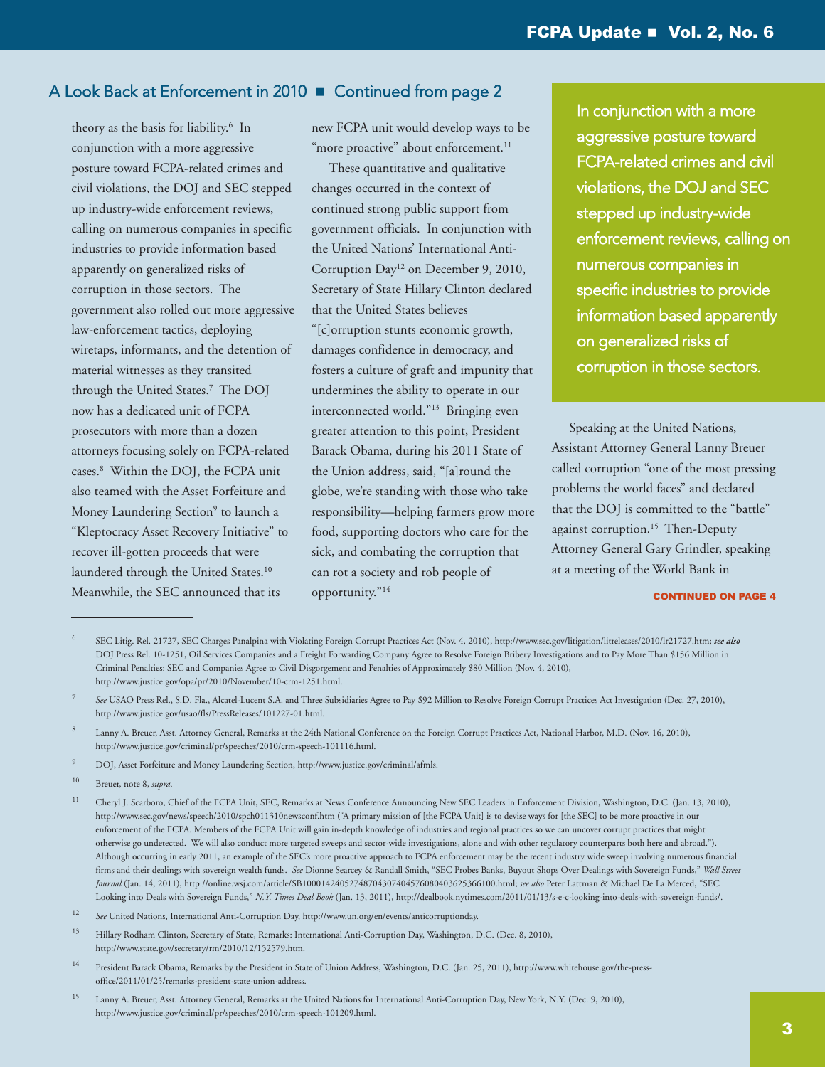## A Look Back at Enforcement in 2010 ■ Continued from page 2

theory as the basis for liability.[6] In conjunction with a more aggressive posture toward FCPA-related crimes and civil violations, the DOJ and SEC stepped up industry-wide enforcement reviews, calling on numerous companies in specific industries to provide information based apparently on generalized risks of corruption in those sectors. The government also rolled out more aggressive law-enforcement tactics, deploying wiretaps, informants, and the detention of material witnesses as they transited through the United States.[7] The DOJ now has a dedicated unit of FCPA prosecutors with more than a dozen attorneys focusing solely on FCPA-related cases.[8] Within the DOJ, the FCPA unit also teamed with the Asset Forfeiture and Money Laundering Section[9] to launch a "Kleptocracy Asset Recovery Initiative" to recover ill-gotten proceeds that were laundered through the United States.[10] Meanwhile, the SEC announced that its new FCPA unit would develop ways to be "more proactive" about enforcement.[11]

These quantitative and qualitative changes occurred in the context of continued strong public support from government officials. In conjunction with the United Nations' International Anti-Corruption Day[12] on December 9, 2010, Secretary of State Hillary Clinton declared that the United States believes "[c]orruption stunts economic growth, damages confidence in democracy, and fosters a culture of graft and impunity that undermines the ability to operate in our interconnected world."[13] Bringing even greater attention to this point, President Barack Obama, during his 2011 State of the Union address, said, "[a]round the globe, we're standing with those who take responsibility—helping farmers grow more food, supporting doctors who care for the sick, and combating the corruption that can rot a society and rob people of opportunity."[14]

> In conjunction with a more aggressive posture toward FCPA-related crimes and civil violations, the DOJ and SEC stepped up industry-wide enforcement reviews, calling on numerous companies in specific industries to provide information based apparently on generalized risks of corruption in those sectors.

Speaking at the United Nations, Assistant Attorney General Lanny Breuer called corruption "one of the most pressing problems the world faces" and declared that the DOJ is committed to the "battle" against corruption.[15] Then-Deputy Attorney General Gary Grindler, speaking at a meeting of the World Bank in

**CONTINUED ON PAGE 4**

---

6 SEC Litig. Rel. 21727, SEC Charges Panalpina with Violating Foreign Corrupt Practices Act (Nov. 4, 2010), http://www.sec.gov/litigation/litreleases/2010/lr21727.htm; ***see also*** DOJ Press Rel. 10-1251, Oil Services Companies and a Freight Forwarding Company Agree to Resolve Foreign Bribery Investigations and to Pay More Than $156 Million in Criminal Penalties: SEC and Companies Agree to Civil Disgorgement and Penalties of Approximately $80 Million (Nov. 4, 2010), http://www.justice.gov/opa/pr/2010/November/10-crm-1251.html.

7 *See* USAO Press Rel., S.D. Fla., Alcatel-Lucent S.A. and Three Subsidiaries Agree to Pay $92 Million to Resolve Foreign Corrupt Practices Act Investigation (Dec. 27, 2010), http://www.justice.gov/usao/fls/PressReleases/101227-01.html.

8 Lanny A. Breuer, Asst. Attorney General, Remarks at the 24th National Conference on the Foreign Corrupt Practices Act, National Harbor, M.D. (Nov. 16, 2010), http://www.justice.gov/criminal/pr/speeches/2010/crm-speech-101116.html.

9 DOJ, Asset Forfeiture and Money Laundering Section, http://www.justice.gov/criminal/afmls.

10 Breuer, note 8, *supra*.

11 Cheryl J. Scarboro, Chief of the FCPA Unit, SEC, Remarks at News Conference Announcing New SEC Leaders in Enforcement Division, Washington, D.C. (Jan. 13, 2010), http://www.sec.gov/news/speech/2010/spch011310newsconf.htm ("A primary mission of [the FCPA Unit] is to devise ways for [the SEC] to be more proactive in our enforcement of the FCPA. Members of the FCPA Unit will gain in-depth knowledge of industries and regional practices so we can uncover corrupt practices that might otherwise go undetected. We will also conduct more targeted sweeps and sector-wide investigations, alone and with other regulatory counterparts both here and abroad."). Although occurring in early 2011, an example of the SEC's more proactive approach to FCPA enforcement may be the recent industry wide sweep involving numerous financial firms and their dealings with sovereign wealth funds. *See* Dionne Searcey & Randall Smith, "SEC Probes Banks, Buyout Shops Over Dealings with Sovereign Funds," *Wall Street Journal* (Jan. 14, 2011), http://online.wsj.com/article/SB10001424052748704307404576080403625366100.html; *see also* Peter Lattman & Michael De La Merced, "SEC Looking into Deals with Sovereign Funds," *N.Y. Times Deal Book* (Jan. 13, 2011), http://dealbook.nytimes.com/2011/01/13/s-e-c-looking-into-deals-with-sovereign-funds/.

12 *See* United Nations, International Anti-Corruption Day, http://www.un.org/en/events/anticorruptionday.

13 Hillary Rodham Clinton, Secretary of State, Remarks: International Anti-Corruption Day, Washington, D.C. (Dec. 8, 2010), http://www.state.gov/secretary/rm/2010/12/152579.htm.

14 President Barack Obama, Remarks by the President in State of Union Address, Washington, D.C. (Jan. 25, 2011), http://www.whitehouse.gov/the-press-office/2011/01/25/remarks-president-state-union-address.

15 Lanny A. Breuer, Asst. Attorney General, Remarks at the United Nations for International Anti-Corruption Day, New York, N.Y. (Dec. 9, 2010), http://www.justice.gov/criminal/pr/speeches/2010/crm-speech-101209.html.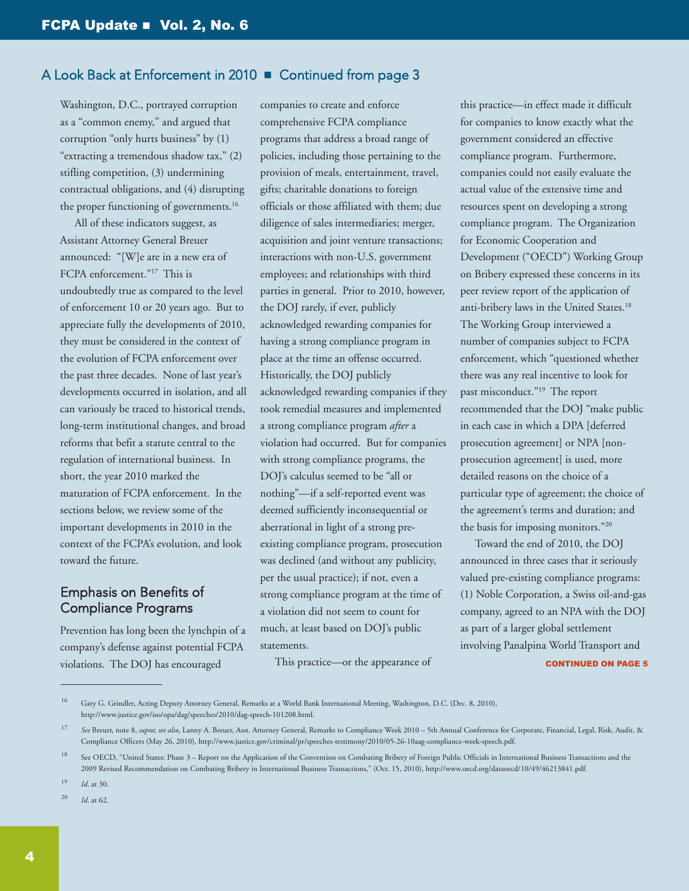## A Look Back at Enforcement in 2010 ■ Continued from page 3

Washington, D.C., portrayed corruption as a "common enemy," and argued that corruption "only hurts business" by (1) "extracting a tremendous shadow tax," (2) stifling competition, (3) undermining contractual obligations, and (4) disrupting the proper functioning of governments.[16]

All of these indicators suggest, as Assistant Attorney General Breuer announced: "[W]e are in a new era of FCPA enforcement."[17] This is undoubtedly true as compared to the level of enforcement 10 or 20 years ago. But to appreciate fully the developments of 2010, they must be considered in the context of the evolution of FCPA enforcement over the past three decades. None of last year's developments occurred in isolation, and all can variously be traced to historical trends, long-term institutional changes, and broad reforms that befit a statute central to the regulation of international business. In short, the year 2010 marked the maturation of FCPA enforcement. In the sections below, we review some of the important developments in 2010 in the context of the FCPA's evolution, and look toward the future.

### Emphasis on Benefits of Compliance Programs

Prevention has long been the lynchpin of a company's defense against potential FCPA violations. The DOJ has encouraged companies to create and enforce comprehensive FCPA compliance programs that address a broad range of policies, including those pertaining to the provision of meals, entertainment, travel, gifts; charitable donations to foreign officials or those affiliated with them; due diligence of sales intermediaries; merger, acquisition and joint venture transactions; interactions with non-U.S. government employees; and relationships with third parties in general. Prior to 2010, however, the DOJ rarely, if ever, publicly acknowledged rewarding companies for having a strong compliance program in place at the time an offense occurred. Historically, the DOJ publicly acknowledged rewarding companies if they took remedial measures and implemented a strong compliance program *after* a violation had occurred. But for companies with strong compliance programs, the DOJ's calculus seemed to be "all or nothing"—if a self-reported event was deemed sufficiently inconsequential or aberrational in light of a strong pre-existing compliance program, prosecution was declined (and without any publicity, per the usual practice); if not, even a strong compliance program at the time of a violation did not seem to count for much, at least based on DOJ's public statements.

This practice—or the appearance of this practice—in effect made it difficult for companies to know exactly what the government considered an effective compliance program. Furthermore, companies could not easily evaluate the actual value of the extensive time and resources spent on developing a strong compliance program. The Organization for Economic Cooperation and Development ("OECD") Working Group on Bribery expressed these concerns in its peer review report of the application of anti-bribery laws in the United States.[18] The Working Group interviewed a number of companies subject to FCPA enforcement, which "questioned whether there was any real incentive to look for past misconduct."[19] The report recommended that the DOJ "make public in each case in which a DPA [deferred prosecution agreement] or NPA [non-prosecution agreement] is used, more detailed reasons on the choice of a particular type of agreement; the choice of the agreement's terms and duration; and the basis for imposing monitors."[20]

Toward the end of 2010, the DOJ announced in three cases that it seriously valued pre-existing compliance programs: (1) Noble Corporation, a Swiss oil-and-gas company, agreed to an NPA with the DOJ as part of a larger global settlement involving Panalpina World Transport and

**CONTINUED ON PAGE 5**

---

[16] Gary G. Grindler, Acting Deputy Attorney General, Remarks at a World Bank International Meeting, Washington, D.C. (Dec. 8, 2010), http://www.justice.gov/iso/opa/dag/speeches/2010/dag-speech-101208.html.

[17] *See* Breuer, note 8, *supra*; *see also*, Lanny A. Breuer, Asst. Attorney General, Remarks to Compliance Week 2010 – 5th Annual Conference for Corporate, Financial, Legal, Risk, Audit, & Compliance Officers (May 26, 2010), http://www.justice.gov/criminal/pr/speeches-testimony/2010/05-26-10aag-compliance-week-speech.pdf.

[18] See OECD, "United States: Phase 3 – Report on the Application of the Convention on Combating Bribery of Foreign Public Officials in International Business Transactions and the 2009 Revised Recommendation on Combating Bribery in International Business Transactions," (Oct. 15, 2010), http://www.oecd.org/dataoecd/10/49/46213841.pdf.

[19] *Id*. at 30.

[20] *Id*. at 62.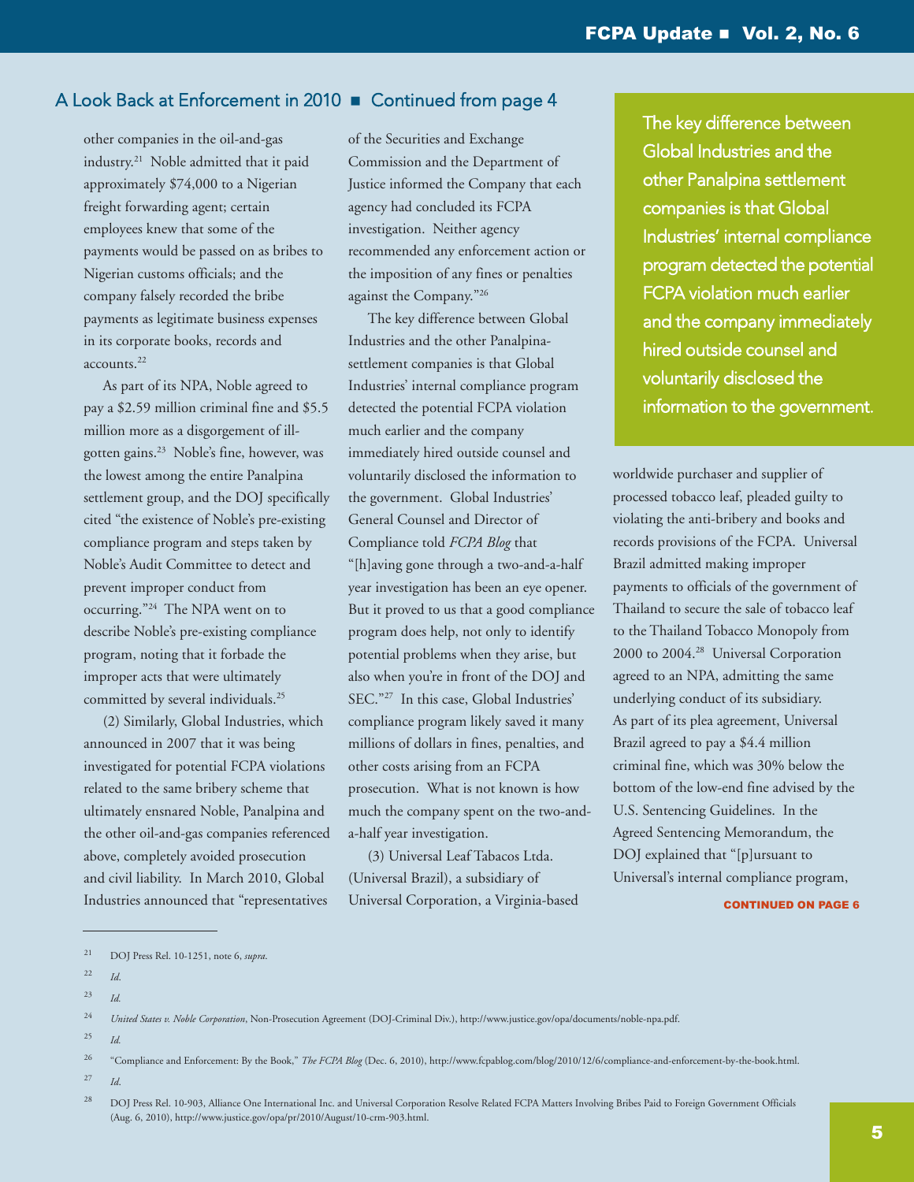## A Look Back at Enforcement in 2010 ■ Continued from page 4

other companies in the oil-and-gas industry.[21] Noble admitted that it paid approximately $74,000 to a Nigerian freight forwarding agent; certain employees knew that some of the payments would be passed on as bribes to Nigerian customs officials; and the company falsely recorded the bribe payments as legitimate business expenses in its corporate books, records and accounts.[22]

As part of its NPA, Noble agreed to pay a $2.59 million criminal fine and $5.5 million more as a disgorgement of ill-gotten gains.[23] Noble's fine, however, was the lowest among the entire Panalpina settlement group, and the DOJ specifically cited "the existence of Noble's pre-existing compliance program and steps taken by Noble's Audit Committee to detect and prevent improper conduct from occurring."[24] The NPA went on to describe Noble's pre-existing compliance program, noting that it forbade the improper acts that were ultimately committed by several individuals.[25]

(2) Similarly, Global Industries, which announced in 2007 that it was being investigated for potential FCPA violations related to the same bribery scheme that ultimately ensnared Noble, Panalpina and the other oil-and-gas companies referenced above, completely avoided prosecution and civil liability. In March 2010, Global Industries announced that "representatives of the Securities and Exchange Commission and the Department of Justice informed the Company that each agency had concluded its FCPA investigation. Neither agency recommended any enforcement action or the imposition of any fines or penalties against the Company."[26]

The key difference between Global Industries and the other Panalpina-settlement companies is that Global Industries' internal compliance program detected the potential FCPA violation much earlier and the company immediately hired outside counsel and voluntarily disclosed the information to the government. Global Industries' General Counsel and Director of Compliance told *FCPA Blog* that "[h]aving gone through a two-and-a-half year investigation has been an eye opener. But it proved to us that a good compliance program does help, not only to identify potential problems when they arise, but also when you're in front of the DOJ and SEC."[27] In this case, Global Industries' compliance program likely saved it many millions of dollars in fines, penalties, and other costs arising from an FCPA prosecution. What is not known is how much the company spent on the two-and-a-half year investigation.

(3) Universal Leaf Tabacos Ltda. (Universal Brazil), a subsidiary of Universal Corporation, a Virginia-based worldwide purchaser and supplier of processed tobacco leaf, pleaded guilty to violating the anti-bribery and books and records provisions of the FCPA. Universal Brazil admitted making improper payments to officials of the government of Thailand to secure the sale of tobacco leaf to the Thailand Tobacco Monopoly from 2000 to 2004.[28] Universal Corporation agreed to an NPA, admitting the same underlying conduct of its subsidiary. As part of its plea agreement, Universal Brazil agreed to pay a $4.4 million criminal fine, which was 30% below the bottom of the low-end fine advised by the U.S. Sentencing Guidelines. In the Agreed Sentencing Memorandum, the DOJ explained that "[p]ursuant to Universal's internal compliance program,

> The key difference between Global Industries and the other Panalpina settlement companies is that Global Industries' internal compliance program detected the potential FCPA violation much earlier and the company immediately hired outside counsel and voluntarily disclosed the information to the government.

CONTINUED ON PAGE 6

---

[21] DOJ Press Rel. 10-1251, note 6, *supra*.

[22] *Id*.

[23] *Id*.

[24] *United States v. Noble Corporation*, Non-Prosecution Agreement (DOJ-Criminal Div.), http://www.justice.gov/opa/documents/noble-npa.pdf.

[25] *Id*.

[26] "Compliance and Enforcement: By the Book," *The FCPA Blog* (Dec. 6, 2010), http://www.fcpablog.com/blog/2010/12/6/compliance-and-enforcement-by-the-book.html.

[27] *Id*.

[28] DOJ Press Rel. 10-903, Alliance One International Inc. and Universal Corporation Resolve Related FCPA Matters Involving Bribes Paid to Foreign Government Officials (Aug. 6, 2010), http://www.justice.gov/opa/pr/2010/August/10-crm-903.html.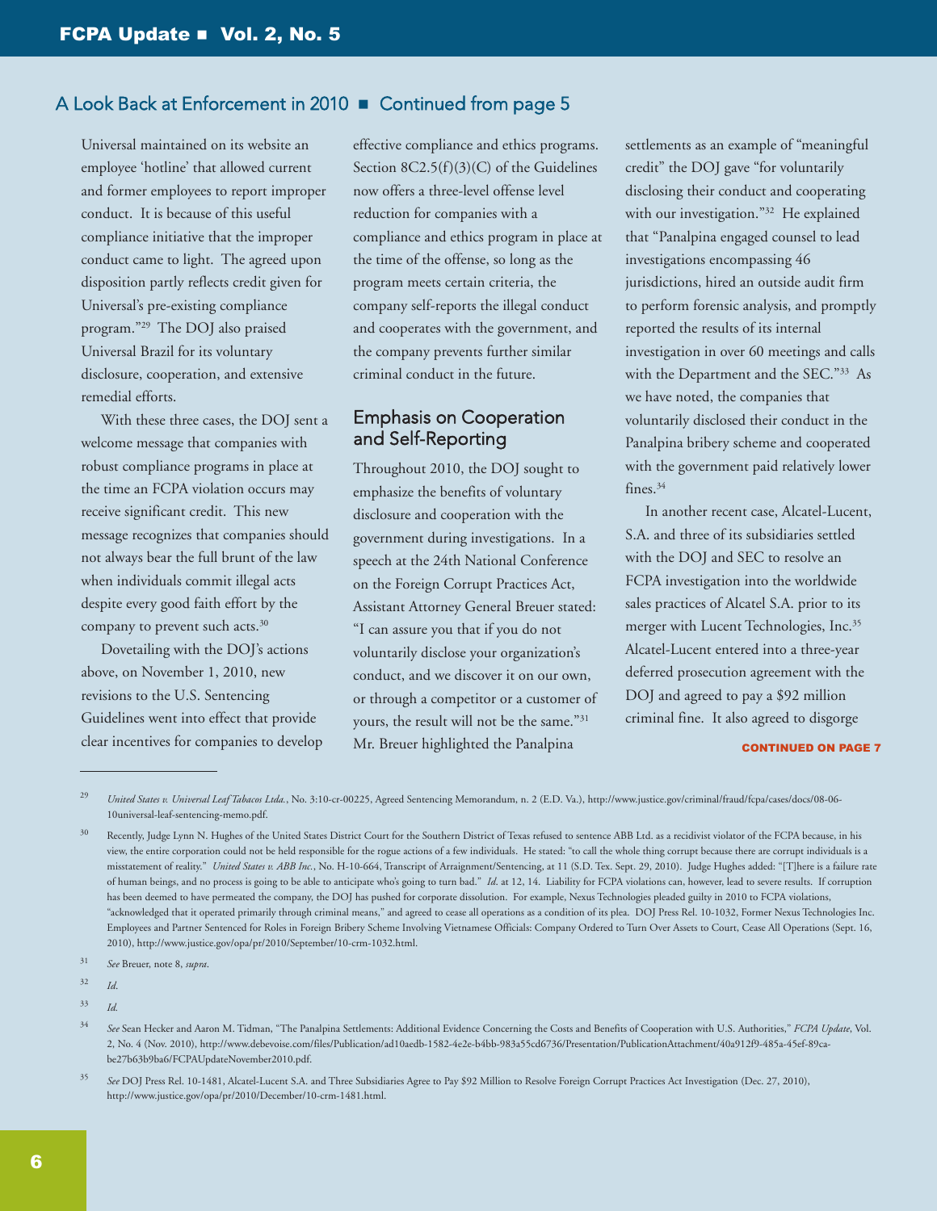## A Look Back at Enforcement in 2010 ■ Continued from page 5

Universal maintained on its website an employee 'hotline' that allowed current and former employees to report improper conduct. It is because of this useful compliance initiative that the improper conduct came to light. The agreed upon disposition partly reflects credit given for Universal's pre-existing compliance program."[29] The DOJ also praised Universal Brazil for its voluntary disclosure, cooperation, and extensive remedial efforts.

With these three cases, the DOJ sent a welcome message that companies with robust compliance programs in place at the time an FCPA violation occurs may receive significant credit. This new message recognizes that companies should not always bear the full brunt of the law when individuals commit illegal acts despite every good faith effort by the company to prevent such acts.[30]

Dovetailing with the DOJ's actions above, on November 1, 2010, new revisions to the U.S. Sentencing Guidelines went into effect that provide clear incentives for companies to develop effective compliance and ethics programs. Section 8C2.5(f)(3)(C) of the Guidelines now offers a three-level offense level reduction for companies with a compliance and ethics program in place at the time of the offense, so long as the program meets certain criteria, the company self-reports the illegal conduct and cooperates with the government, and the company prevents further similar criminal conduct in the future.

### Emphasis on Cooperation and Self-Reporting

Throughout 2010, the DOJ sought to emphasize the benefits of voluntary disclosure and cooperation with the government during investigations. In a speech at the 24th National Conference on the Foreign Corrupt Practices Act, Assistant Attorney General Breuer stated: "I can assure you that if you do not voluntarily disclose your organization's conduct, and we discover it on our own, or through a competitor or a customer of yours, the result will not be the same."[31] Mr. Breuer highlighted the Panalpina settlements as an example of "meaningful credit" the DOJ gave "for voluntarily disclosing their conduct and cooperating with our investigation."[32] He explained that "Panalpina engaged counsel to lead investigations encompassing 46 jurisdictions, hired an outside audit firm to perform forensic analysis, and promptly reported the results of its internal investigation in over 60 meetings and calls with the Department and the SEC."[33] As we have noted, the companies that voluntarily disclosed their conduct in the Panalpina bribery scheme and cooperated with the government paid relatively lower fines.[34]

In another recent case, Alcatel-Lucent, S.A. and three of its subsidiaries settled with the DOJ and SEC to resolve an FCPA investigation into the worldwide sales practices of Alcatel S.A. prior to its merger with Lucent Technologies, Inc.[35] Alcatel-Lucent entered into a three-year deferred prosecution agreement with the DOJ and agreed to pay a $92 million criminal fine. It also agreed to disgorge

**CONTINUED ON PAGE 7**

---

29 *United States v. Universal Leaf Tabacos Ltda.*, No. 3:10-cr-00225, Agreed Sentencing Memorandum, n. 2 (E.D. Va.), http://www.justice.gov/criminal/fraud/fcpa/cases/docs/08-06-10universal-leaf-sentencing-memo.pdf.

30 Recently, Judge Lynn N. Hughes of the United States District Court for the Southern District of Texas refused to sentence ABB Ltd. as a recidivist violator of the FCPA because, in his view, the entire corporation could not be held responsible for the rogue actions of a few individuals. He stated: "to call the whole thing corrupt because there are corrupt individuals is a misstatement of reality." *United States v. ABB Inc.*, No. H-10-664, Transcript of Arraignment/Sentencing, at 11 (S.D. Tex. Sept. 29, 2010). Judge Hughes added: "[T]here is a failure rate of human beings, and no process is going to be able to anticipate who's going to turn bad." *Id.* at 12, 14. Liability for FCPA violations can, however, lead to severe results. If corruption has been deemed to have permeated the company, the DOJ has pushed for corporate dissolution. For example, Nexus Technologies pleaded guilty in 2010 to FCPA violations, "acknowledged that it operated primarily through criminal means," and agreed to cease all operations as a condition of its plea. DOJ Press Rel. 10-1032, Former Nexus Technologies Inc. Employees and Partner Sentenced for Roles in Foreign Bribery Scheme Involving Vietnamese Officials: Company Ordered to Turn Over Assets to Court, Cease All Operations (Sept. 16, 2010), http://www.justice.gov/opa/pr/2010/September/10-crm-1032.html.

31 *See* Breuer, note 8, *supra*.

32 *Id.*

33 *Id.*

34 *See* Sean Hecker and Aaron M. Tidman, "The Panalpina Settlements: Additional Evidence Concerning the Costs and Benefits of Cooperation with U.S. Authorities," *FCPA Update*, Vol. 2, No. 4 (Nov. 2010), http://www.debevoise.com/files/Publication/ad10aedb-1582-4e2e-b4bb-983a55cd6736/Presentation/PublicationAttachment/40a912f9-485a-45ef-89ca-be27b63b9ba6/FCPAUpdateNovember2010.pdf.

35 *See* DOJ Press Rel. 10-1481, Alcatel-Lucent S.A. and Three Subsidiaries Agree to Pay $92 Million to Resolve Foreign Corrupt Practices Act Investigation (Dec. 27, 2010), http://www.justice.gov/opa/pr/2010/December/10-crm-1481.html.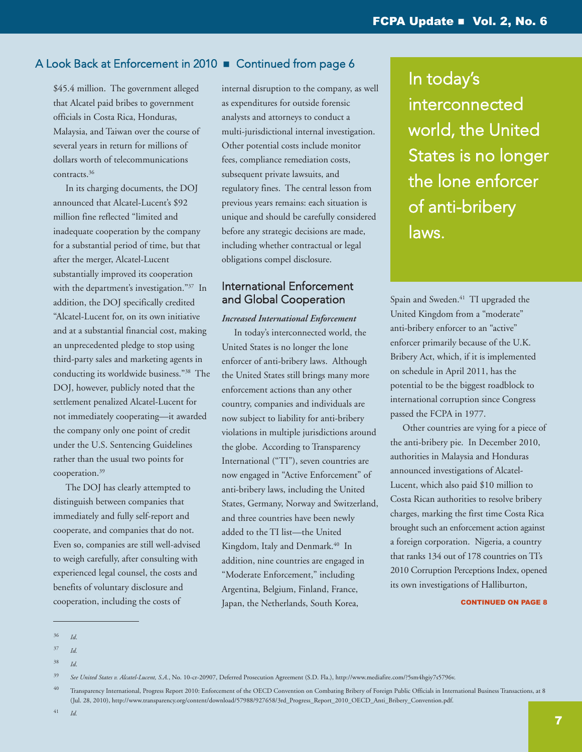## A Look Back at Enforcement in 2010 ■ Continued from page 6

$45.4 million. The government alleged that Alcatel paid bribes to government officials in Costa Rica, Honduras, Malaysia, and Taiwan over the course of several years in return for millions of dollars worth of telecommunications contracts.[36]

In its charging documents, the DOJ announced that Alcatel-Lucent's $92 million fine reflected "limited and inadequate cooperation by the company for a substantial period of time, but that after the merger, Alcatel-Lucent substantially improved its cooperation with the department's investigation."[37] In addition, the DOJ specifically credited "Alcatel-Lucent for, on its own initiative and at a substantial financial cost, making an unprecedented pledge to stop using third-party sales and marketing agents in conducting its worldwide business."[38] The DOJ, however, publicly noted that the settlement penalized Alcatel-Lucent for not immediately cooperating—it awarded the company only one point of credit under the U.S. Sentencing Guidelines rather than the usual two points for cooperation.[39]

The DOJ has clearly attempted to distinguish between companies that immediately and fully self-report and cooperate, and companies that do not. Even so, companies are still well-advised to weigh carefully, after consulting with experienced legal counsel, the costs and benefits of voluntary disclosure and cooperation, including the costs of internal disruption to the company, as well as expenditures for outside forensic analysts and attorneys to conduct a multi-jurisdictional internal investigation. Other potential costs include monitor fees, compliance remediation costs, subsequent private lawsuits, and regulatory fines. The central lesson from previous years remains: each situation is unique and should be carefully considered before any strategic decisions are made, including whether contractual or legal obligations compel disclosure.

### International Enforcement and Global Cooperation

***Increased International Enforcement***

In today's interconnected world, the United States is no longer the lone enforcer of anti-bribery laws. Although the United States still brings many more enforcement actions than any other country, companies and individuals are now subject to liability for anti-bribery violations in multiple jurisdictions around the globe. According to Transparency International ("TI"), seven countries are now engaged in "Active Enforcement" of anti-bribery laws, including the United States, Germany, Norway and Switzerland, and three countries have been newly added to the TI list—the United Kingdom, Italy and Denmark.[40] In addition, nine countries are engaged in "Moderate Enforcement," including Argentina, Belgium, Finland, France, Japan, the Netherlands, South Korea, Spain and Sweden.[41] TI upgraded the United Kingdom from a "moderate" anti-bribery enforcer to an "active" enforcer primarily because of the U.K. Bribery Act, which, if it is implemented on schedule in April 2011, has the potential to be the biggest roadblock to international corruption since Congress passed the FCPA in 1977.

> In today's interconnected world, the United States is no longer the lone enforcer of anti-bribery laws.

Other countries are vying for a piece of the anti-bribery pie. In December 2010, authorities in Malaysia and Honduras announced investigations of Alcatel-Lucent, which also paid $10 million to Costa Rican authorities to resolve bribery charges, marking the first time Costa Rica brought such an enforcement action against a foreign corporation. Nigeria, a country that ranks 134 out of 178 countries on TI's 2010 Corruption Perceptions Index, opened its own investigations of Halliburton,

**CONTINUED ON PAGE 8**

---

36 *Id.*

37 *Id.*

38 *Id.*

39 *See United States v. Alcatel-Lucent, S.A.*, No. 10-cr-20907, Deferred Prosecution Agreement (S.D. Fla.), http://www.mediafire.com/?5sm4hgiy7s5796v.

40 Transparency International, Progress Report 2010: Enforcement of the OECD Convention on Combating Bribery of Foreign Public Officials in International Business Transactions, at 8 (Jul. 28, 2010), http://www.transparency.org/content/download/57988/927658/3rd_Progress_Report_2010_OECD_Anti_Bribery_Convention.pdf.

41 *Id.*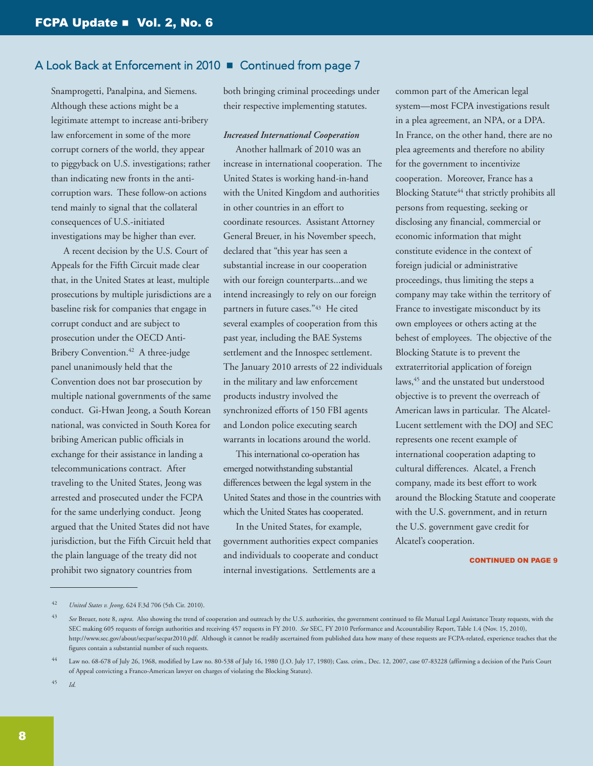## A Look Back at Enforcement in 2010 ■ Continued from page 7

Snamprogetti, Panalpina, and Siemens. Although these actions might be a legitimate attempt to increase anti-bribery law enforcement in some of the more corrupt corners of the world, they appear to piggyback on U.S. investigations; rather than indicating new fronts in the anti-corruption wars. These follow-on actions tend mainly to signal that the collateral consequences of U.S.-initiated investigations may be higher than ever.

A recent decision by the U.S. Court of Appeals for the Fifth Circuit made clear that, in the United States at least, multiple prosecutions by multiple jurisdictions are a baseline risk for companies that engage in corrupt conduct and are subject to prosecution under the OECD Anti-Bribery Convention.[42] A three-judge panel unanimously held that the Convention does not bar prosecution by multiple national governments of the same conduct. Gi-Hwan Jeong, a South Korean national, was convicted in South Korea for bribing American public officials in exchange for their assistance in landing a telecommunications contract. After traveling to the United States, Jeong was arrested and prosecuted under the FCPA for the same underlying conduct. Jeong argued that the United States did not have jurisdiction, but the Fifth Circuit held that the plain language of the treaty did not prohibit two signatory countries from both bringing criminal proceedings under their respective implementing statutes.

***Increased International Cooperation***

Another hallmark of 2010 was an increase in international cooperation. The United States is working hand-in-hand with the United Kingdom and authorities in other countries in an effort to coordinate resources. Assistant Attorney General Breuer, in his November speech, declared that "this year has seen a substantial increase in our cooperation with our foreign counterparts...and we intend increasingly to rely on our foreign partners in future cases."[43] He cited several examples of cooperation from this past year, including the BAE Systems settlement and the Innospec settlement. The January 2010 arrests of 22 individuals in the military and law enforcement products industry involved the synchronized efforts of 150 FBI agents and London police executing search warrants in locations around the world.

This international co-operation has emerged notwithstanding substantial differences between the legal system in the United States and those in the countries with which the United States has cooperated.

In the United States, for example, government authorities expect companies and individuals to cooperate and conduct internal investigations. Settlements are a common part of the American legal system—most FCPA investigations result in a plea agreement, an NPA, or a DPA. In France, on the other hand, there are no plea agreements and therefore no ability for the government to incentivize cooperation. Moreover, France has a Blocking Statute[44] that strictly prohibits all persons from requesting, seeking or disclosing any financial, commercial or economic information that might constitute evidence in the context of foreign judicial or administrative proceedings, thus limiting the steps a company may take within the territory of France to investigate misconduct by its own employees or others acting at the behest of employees. The objective of the Blocking Statute is to prevent the extraterritorial application of foreign laws,[45] and the unstated but understood objective is to prevent the overreach of American laws in particular. The Alcatel-Lucent settlement with the DOJ and SEC represents one recent example of international cooperation adapting to cultural differences. Alcatel, a French company, made its best effort to work around the Blocking Statute and cooperate with the U.S. government, and in return the U.S. government gave credit for Alcatel's cooperation.

**CONTINUED ON PAGE 9**

---

[42] *United States v. Jeong*, 624 F.3d 706 (5th Cir. 2010).

[43] *See* Breuer, note 8, *supra*. Also showing the trend of cooperation and outreach by the U.S. authorities, the government continued to file Mutual Legal Assistance Treaty requests, with the SEC making 605 requests of foreign authorities and receiving 457 requests in FY 2010. *See* SEC, FY 2010 Performance and Accountability Report, Table 1.4 (Nov. 15, 2010), http://www.sec.gov/about/secpar/secpar2010.pdf. Although it cannot be readily ascertained from published data how many of these requests are FCPA-related, experience teaches that the figures contain a substantial number of such requests.

[44] Law no. 68-678 of July 26, 1968, modified by Law no. 80-538 of July 16, 1980 (J.O. July 17, 1980); Cass. crim., Dec. 12, 2007, case 07-83228 (affirming a decision of the Paris Court of Appeal convicting a Franco-American lawyer on charges of violating the Blocking Statute).

[45] *Id.*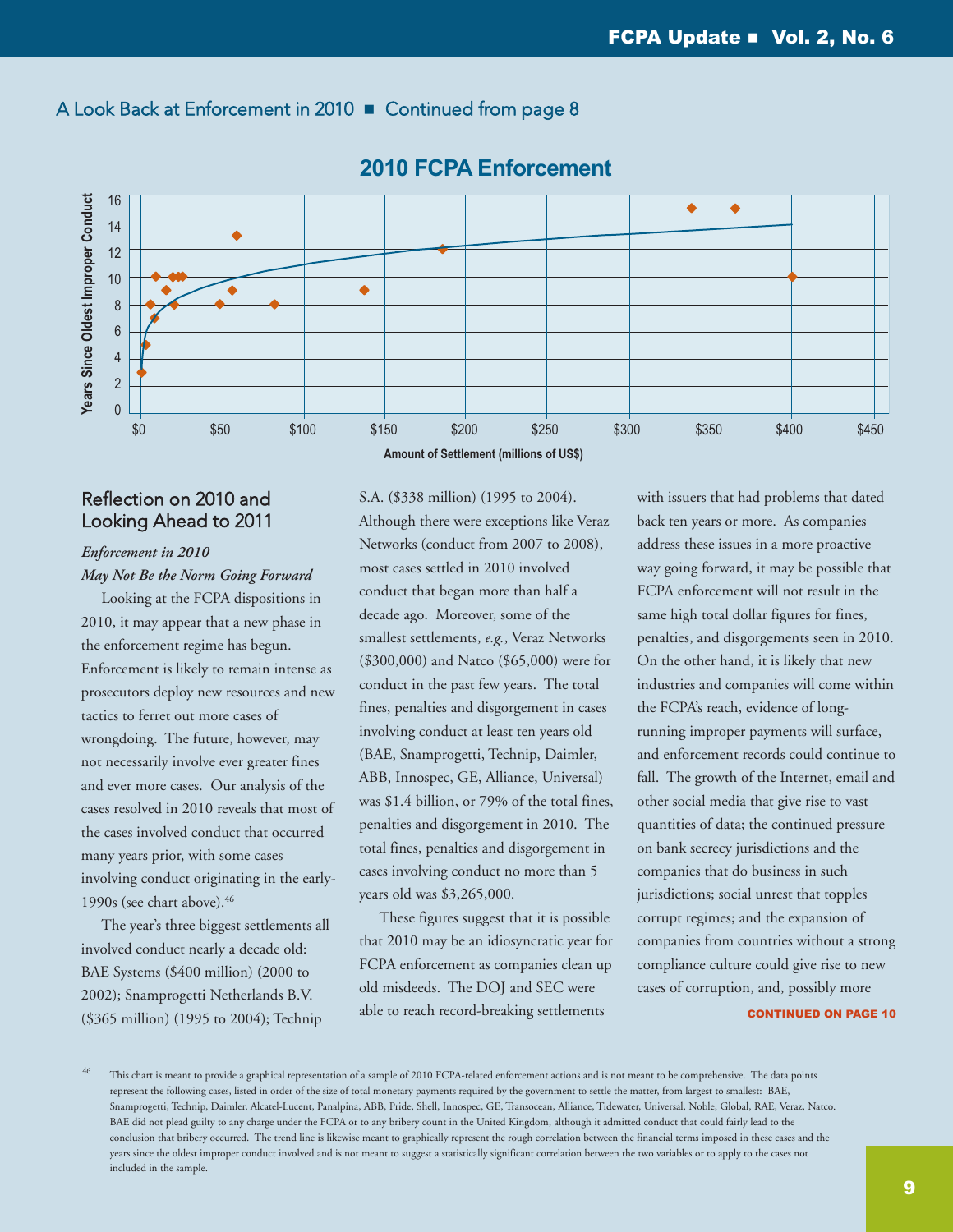A Look Back at Enforcement in 2010 ■ Continued from page 8

## 2010 FCPA Enforcement

## Reflection on 2010 and Looking Ahead to 2011

***Enforcement in 2010 May Not Be the Norm Going Forward***

Looking at the FCPA dispositions in 2010, it may appear that a new phase in the enforcement regime has begun. Enforcement is likely to remain intense as prosecutors deploy new resources and new tactics to ferret out more cases of wrongdoing. The future, however, may not necessarily involve ever greater fines and ever more cases. Our analysis of the cases resolved in 2010 reveals that most of the cases involved conduct that occurred many years prior, with some cases involving conduct originating in the early-1990s (see chart above).[46]

The year's three biggest settlements all involved conduct nearly a decade old: BAE Systems ($400 million) (2000 to 2002); Snamprogetti Netherlands B.V. ($365 million) (1995 to 2004); Technip S.A. ($338 million) (1995 to 2004). Although there were exceptions like Veraz Networks (conduct from 2007 to 2008), most cases settled in 2010 involved conduct that began more than half a decade ago. Moreover, some of the smallest settlements, *e.g.*, Veraz Networks ($300,000) and Natco ($65,000) were for conduct in the past few years. The total fines, penalties and disgorgement in cases involving conduct at least ten years old (BAE, Snamprogetti, Technip, Daimler, ABB, Innospec, GE, Alliance, Universal) was $1.4 billion, or 79% of the total fines, penalties and disgorgement in 2010. The total fines, penalties and disgorgement in cases involving conduct no more than 5 years old was $3,265,000.

These figures suggest that it is possible that 2010 may be an idiosyncratic year for FCPA enforcement as companies clean up old misdeeds. The DOJ and SEC were able to reach record-breaking settlements with issuers that had problems that dated back ten years or more. As companies address these issues in a more proactive way going forward, it may be possible that FCPA enforcement will not result in the same high total dollar figures for fines, penalties, and disgorgements seen in 2010. On the other hand, it is likely that new industries and companies will come within the FCPA's reach, evidence of long-running improper payments will surface, and enforcement records could continue to fall. The growth of the Internet, email and other social media that give rise to vast quantities of data; the continued pressure on bank secrecy jurisdictions and the companies that do business in such jurisdictions; social unrest that topples corrupt regimes; and the expansion of companies from countries without a strong compliance culture could give rise to new cases of corruption, and, possibly more

**CONTINUED ON PAGE 10**

---

[46] This chart is meant to provide a graphical representation of a sample of 2010 FCPA-related enforcement actions and is not meant to be comprehensive. The data points represent the following cases, listed in order of the size of total monetary payments required by the government to settle the matter, from largest to smallest: BAE, Snamprogetti, Technip, Daimler, Alcatel-Lucent, Panalpina, ABB, Pride, Shell, Innospec, GE, Transocean, Alliance, Tidewater, Universal, Noble, Global, RAE, Veraz, Natco. BAE did not plead guilty to any charge under the FCPA or to any bribery count in the United Kingdom, although it admitted conduct that could fairly lead to the conclusion that bribery occurred. The trend line is likewise meant to graphically represent the rough correlation between the financial terms imposed in these cases and the years since the oldest improper conduct involved and is not meant to suggest a statistically significant correlation between the two variables or to apply to the cases not included in the sample.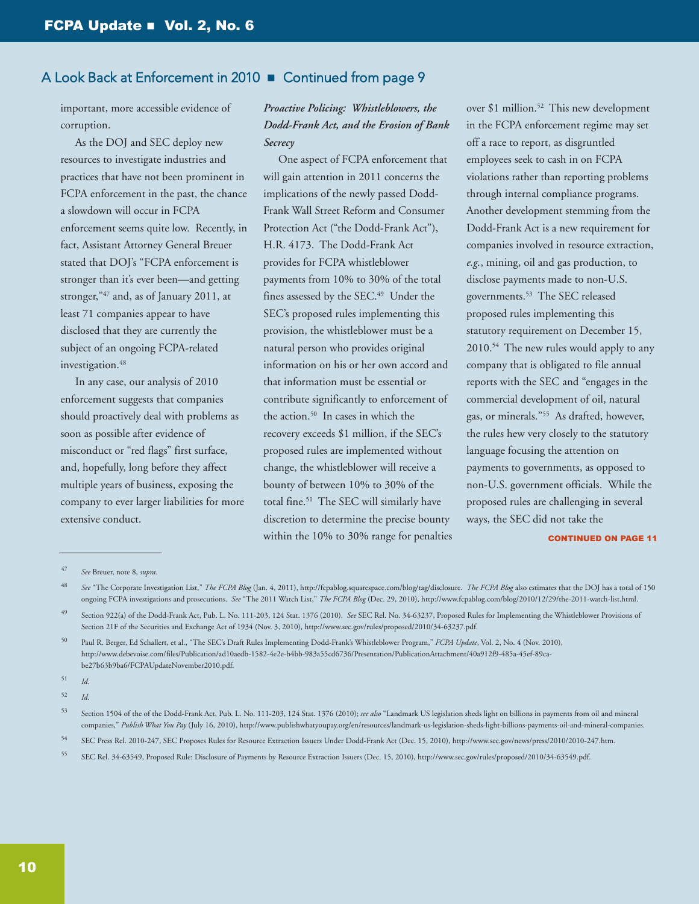## A Look Back at Enforcement in 2010 ■ Continued from page 9

important, more accessible evidence of corruption.

As the DOJ and SEC deploy new resources to investigate industries and practices that have not been prominent in FCPA enforcement in the past, the chance a slowdown will occur in FCPA enforcement seems quite low. Recently, in fact, Assistant Attorney General Breuer stated that DOJ's "FCPA enforcement is stronger than it's ever been—and getting stronger,"[47] and, as of January 2011, at least 71 companies appear to have disclosed that they are currently the subject of an ongoing FCPA-related investigation.[48]

In any case, our analysis of 2010 enforcement suggests that companies should proactively deal with problems as soon as possible after evidence of misconduct or "red flags" first surface, and, hopefully, long before they affect multiple years of business, exposing the company to ever larger liabilities for more extensive conduct.

### *Proactive Policing: Whistleblowers, the Dodd-Frank Act, and the Erosion of Bank Secrecy*

One aspect of FCPA enforcement that will gain attention in 2011 concerns the implications of the newly passed Dodd-Frank Wall Street Reform and Consumer Protection Act ("the Dodd-Frank Act"), H.R. 4173. The Dodd-Frank Act provides for FCPA whistleblower payments from 10% to 30% of the total fines assessed by the SEC.[49] Under the SEC's proposed rules implementing this provision, the whistleblower must be a natural person who provides original information on his or her own accord and that information must be essential or contribute significantly to enforcement of the action.[50] In cases in which the recovery exceeds $1 million, if the SEC's proposed rules are implemented without change, the whistleblower will receive a bounty of between 10% to 30% of the total fine.[51] The SEC will similarly have discretion to determine the precise bounty within the 10% to 30% range for penalties over $1 million.[52] This new development in the FCPA enforcement regime may set off a race to report, as disgruntled employees seek to cash in on FCPA violations rather than reporting problems through internal compliance programs. Another development stemming from the Dodd-Frank Act is a new requirement for companies involved in resource extraction, *e.g.*, mining, oil and gas production, to disclose payments made to non-U.S. governments.[53] The SEC released proposed rules implementing this statutory requirement on December 15, 2010.[54] The new rules would apply to any company that is obligated to file annual reports with the SEC and "engages in the commercial development of oil, natural gas, or minerals."[55] As drafted, however, the rules hew very closely to the statutory language focusing the attention on payments to governments, as opposed to non-U.S. government officials. While the proposed rules are challenging in several ways, the SEC did not take the

**CONTINUED ON PAGE 11**

---

[47] *See* Breuer, note 8, *supra*.

[48] *See* "The Corporate Investigation List," *The FCPA Blog* (Jan. 4, 2011), http://fcpablog.squarespace.com/blog/tag/disclosure. *The FCPA Blog* also estimates that the DOJ has a total of 150 ongoing FCPA investigations and prosecutions. *See* "The 2011 Watch List," *The FCPA Blog* (Dec. 29, 2010), http://www.fcpablog.com/blog/2010/12/29/the-2011-watch-list.html.

[49] Section 922(a) of the Dodd-Frank Act, Pub. L. No. 111-203, 124 Stat. 1376 (2010). *See* SEC Rel. No. 34-63237, Proposed Rules for Implementing the Whistleblower Provisions of Section 21F of the Securities and Exchange Act of 1934 (Nov. 3, 2010), http://www.sec.gov/rules/proposed/2010/34-63237.pdf.

[50] Paul R. Berger, Ed Schallert, et al., "The SEC's Draft Rules Implementing Dodd-Frank's Whistleblower Program," *FCPA Update*, Vol. 2, No. 4 (Nov. 2010), http://www.debevoise.com/files/Publication/ad10aedb-1582-4e2e-b4bb-983a55cd6736/Presentation/PublicationAttachment/40a912f9-485a-45ef-89ca-be27b63b9ba6/FCPAUpdateNovember2010.pdf.

[51] *Id.*

[52] *Id.*

[53] Section 1504 of the of the Dodd-Frank Act, Pub. L. No. 111-203, 124 Stat. 1376 (2010); *see also* "Landmark US legislation sheds light on billions in payments from oil and mineral companies," *Publish What You Pay* (July 16, 2010), http://www.publishwhatyoupay.org/en/resources/landmark-us-legislation-sheds-light-billions-payments-oil-and-mineral-companies.

[54] SEC Press Rel. 2010-247, SEC Proposes Rules for Resource Extraction Issuers Under Dodd-Frank Act (Dec. 15, 2010), http://www.sec.gov/news/press/2010/2010-247.htm.

[55] SEC Rel. 34-63549, Proposed Rule: Disclosure of Payments by Resource Extraction Issuers (Dec. 15, 2010), http://www.sec.gov/rules/proposed/2010/34-63549.pdf.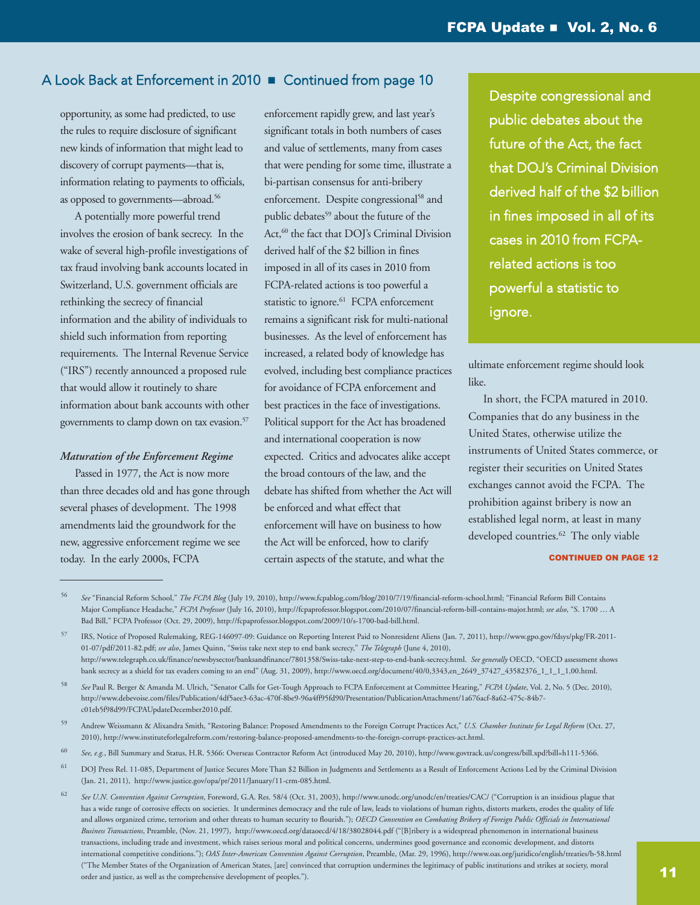## A Look Back at Enforcement in 2010 ■ Continued from page 10

opportunity, as some had predicted, to use the rules to require disclosure of significant new kinds of information that might lead to discovery of corrupt payments—that is, information relating to payments to officials, as opposed to governments—abroad.[56]

A potentially more powerful trend involves the erosion of bank secrecy. In the wake of several high-profile investigations of tax fraud involving bank accounts located in Switzerland, U.S. government officials are rethinking the secrecy of financial information and the ability of individuals to shield such information from reporting requirements. The Internal Revenue Service ("IRS") recently announced a proposed rule that would allow it routinely to share information about bank accounts with other governments to clamp down on tax evasion.[57]

***Maturation of the Enforcement Regime***

Passed in 1977, the Act is now more than three decades old and has gone through several phases of development. The 1998 amendments laid the groundwork for the new, aggressive enforcement regime we see today. In the early 2000s, FCPA enforcement rapidly grew, and last year's significant totals in both numbers of cases and value of settlements, many from cases that were pending for some time, illustrate a bi-partisan consensus for anti-bribery enforcement. Despite congressional[58] and public debates[59] about the future of the Act,[60] the fact that DOJ's Criminal Division derived half of the $2 billion in fines imposed in all of its cases in 2010 from FCPA-related actions is too powerful a statistic to ignore.[61] FCPA enforcement remains a significant risk for multi-national businesses. As the level of enforcement has increased, a related body of knowledge has evolved, including best compliance practices for avoidance of FCPA enforcement and best practices in the face of investigations. Political support for the Act has broadened and international cooperation is now expected. Critics and advocates alike accept the broad contours of the law, and the debate has shifted from whether the Act will be enforced and what effect that enforcement will have on business to how the Act will be enforced, how to clarify certain aspects of the statute, and what the ultimate enforcement regime should look like.

> Despite congressional and public debates about the future of the Act, the fact that DOJ's Criminal Division derived half of the $2 billion in fines imposed in all of its cases in 2010 from FCPA-related actions is too powerful a statistic to ignore.

In short, the FCPA matured in 2010. Companies that do any business in the United States, otherwise utilize the instruments of United States commerce, or register their securities on United States exchanges cannot avoid the FCPA. The prohibition against bribery is now an established legal norm, at least in many developed countries.[62] The only viable

**CONTINUED ON PAGE 12**

---

56 *See* "Financial Reform School," *The FCPA Blog* (July 19, 2010), http://www.fcpablog.com/blog/2010/7/19/financial-reform-school.html; "Financial Reform Bill Contains Major Compliance Headache," *FCPA Professor* (July 16, 2010), http://fcpaprofessor.blogspot.com/2010/07/financial-reform-bill-contains-major.html; *see also*, "S. 1700 … A Bad Bill," FCPA Professor (Oct. 29, 2009), http://fcpaprofessor.blogspot.com/2009/10/s-1700-bad-bill.html.

57 IRS, Notice of Proposed Rulemaking, REG-146097-09: Guidance on Reporting Interest Paid to Nonresident Aliens (Jan. 7, 2011), http://www.gpo.gov/fdsys/pkg/FR-2011-01-07/pdf/2011-82.pdf; *see also*, James Quinn, "Swiss take next step to end bank secrecy," *The Telegraph* (June 4, 2010), http://www.telegraph.co.uk/finance/newsbysector/banksandfinance/7801358/Swiss-take-next-step-to-end-bank-secrecy.html. *See generally* OECD, "OECD assessment shows bank secrecy as a shield for tax evaders coming to an end" (Aug. 31, 2009), http://www.oecd.org/document/40/0,3343,en_2649_37427_43582376_1_1_1_1,00.html.

58 *See* Paul R. Berger & Amanda M. Ulrich, "Senator Calls for Get-Tough Approach to FCPA Enforcement at Committee Hearing," *FCPA Update*, Vol. 2, No. 5 (Dec. 2010), http://www.debevoise.com/files/Publication/4df5aee3-63ac-470f-8be9-96a4ff95fd90/Presentation/PublicationAttachment/1a676acf-8a62-475c-84b7-c01eb5f98d99/FCPAUpdateDecember2010.pdf.

59 Andrew Weissmann & Alixandra Smith, "Restoring Balance: Proposed Amendments to the Foreign Corrupt Practices Act," *U.S. Chamber Institute for Legal Reform* (Oct. 27, 2010), http://www.instituteforlegalreform.com/restoring-balance-proposed-amendments-to-the-foreign-corrupt-practices-act.html.

60 *See, e.g.*, Bill Summary and Status, H.R. 5366: Overseas Contractor Reform Act (introduced May 20, 2010), http://www.govtrack.us/congress/bill.xpd?bill=h111-5366.

61 DOJ Press Rel. 11-085, Department of Justice Secures More Than $2 Billion in Judgments and Settlements as a Result of Enforcement Actions Led by the Criminal Division (Jan. 21, 2011), http://www.justice.gov/opa/pr/2011/January/11-crm-085.html.

62 *See U.N. Convention Against Corruption*, Foreword, G.A. Res. 58/4 (Oct. 31, 2003), http://www.unodc.org/unodc/en/treaties/CAC/ ("Corruption is an insidious plague that has a wide range of corrosive effects on societies. It undermines democracy and the rule of law, leads to violations of human rights, distorts markets, erodes the quality of life and allows organized crime, terrorism and other threats to human security to flourish."); *OECD Convention on Combating Bribery of Foreign Public Officials in International Business Transactions*, Preamble, (Nov. 21, 1997), http://www.oecd.org/dataoecd/4/18/38028044.pdf ("[B]ribery is a widespread phenomenon in international business transactions, including trade and investment, which raises serious moral and political concerns, undermines good governance and economic development, and distorts international competitive conditions."); *OAS Inter-American Convention Against Corruption*, Preamble, (Mar. 29, 1996), http://www.oas.org/juridico/english/treaties/b-58.html ("The Member States of the Organization of American States, [are] convinced that corruption undermines the legitimacy of public institutions and strikes at society, moral order and justice, as well as the comprehensive development of peoples.").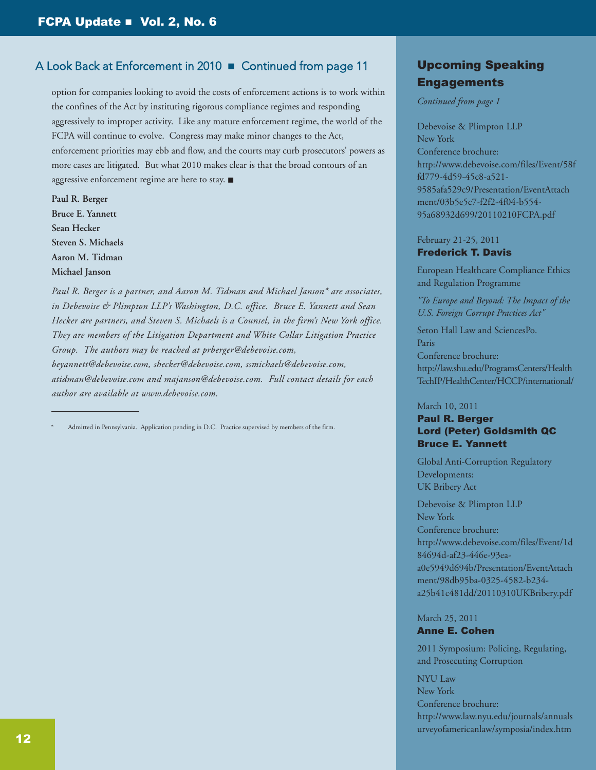## A Look Back at Enforcement in 2010 ■ Continued from page 11

option for companies looking to avoid the costs of enforcement actions is to work within the confines of the Act by instituting rigorous compliance regimes and responding aggressively to improper activity. Like any mature enforcement regime, the world of the FCPA will continue to evolve. Congress may make minor changes to the Act, enforcement priorities may ebb and flow, and the courts may curb prosecutors' powers as more cases are litigated. But what 2010 makes clear is that the broad contours of an aggressive enforcement regime are here to stay. ■

**Paul R. Berger**
**Bruce E. Yannett**
**Sean Hecker**
**Steven S. Michaels**
**Aaron M. Tidman**
**Michael Janson**

*Paul R. Berger is a partner, and Aaron M. Tidman and Michael Janson* are associates, in Debevoise & Plimpton LLP's Washington, D.C. office. Bruce E. Yannett and Sean Hecker are partners, and Steven S. Michaels is a Counsel, in the firm's New York office. They are members of the Litigation Department and White Collar Litigation Practice Group. The authors may be reached at prberger@debevoise.com, beyannett@debevoise.com, shecker@debevoise.com, ssmichaels@debevoise.com, atidman@debevoise.com and majanson@debevoise.com. Full contact details for each author are available at www.debevoise.com.*

---

\* Admitted in Pennsylvania. Application pending in D.C. Practice supervised by members of the firm.

## Upcoming Speaking Engagements

*Continued from page 1*

Debevoise & Plimpton LLP
New York
Conference brochure:
http://www.debevoise.com/files/Event/58ffd779-4d59-45c8-a521-9585afa529c9/Presentation/EventAttachment/03b5e5c7-f2f2-4f04-b554-95a68932d699/20110210FCPA.pdf

February 21-25, 2011
**Frederick T. Davis**

European Healthcare Compliance Ethics and Regulation Programme

*"To Europe and Beyond: The Impact of the U.S. Foreign Corrupt Practices Act"*

Seton Hall Law and SciencesPo.
Paris
Conference brochure:
http://law.shu.edu/ProgramsCenters/HealthTechIP/HealthCenter/HCCP/international/

March 10, 2011
**Paul R. Berger**
**Lord (Peter) Goldsmith QC**
**Bruce E. Yannett**

Global Anti-Corruption Regulatory Developments:
UK Bribery Act

Debevoise & Plimpton LLP
New York
Conference brochure:
http://www.debevoise.com/files/Event/1d84694d-af23-446e-93ea-a0e5949d694b/Presentation/EventAttachment/98db95ba-0325-4582-b234-a25b41c481dd/20110310UKBribery.pdf

March 25, 2011
**Anne E. Cohen**

2011 Symposium: Policing, Regulating, and Prosecuting Corruption

NYU Law
New York
Conference brochure:
http://www.law.nyu.edu/journals/annualsurveyofamericanlaw/symposia/index.htm